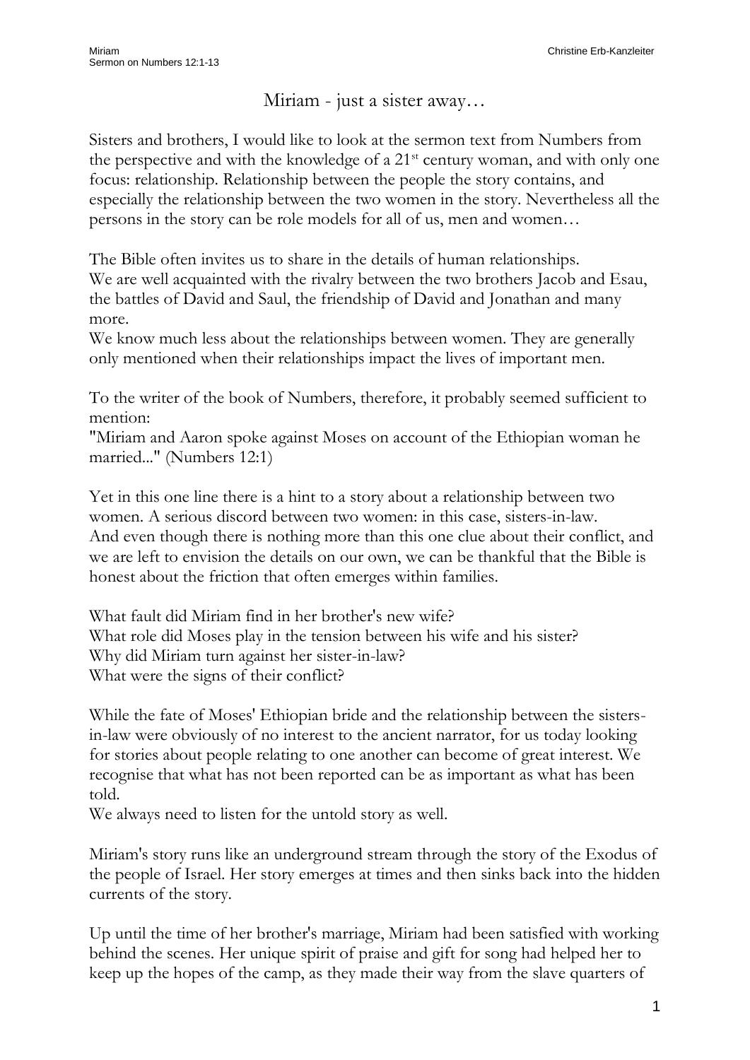# Miriam - just a sister away…

Sisters and brothers, I would like to look at the sermon text from Numbers from the perspective and with the knowledge of a 21st century woman, and with only one focus: relationship. Relationship between the people the story contains, and especially the relationship between the two women in the story. Nevertheless all the persons in the story can be role models for all of us, men and women…

The Bible often invites us to share in the details of human relationships.
We are well acquainted with the rivalry between the two brothers Jacob and Esau, the battles of David and Saul, the friendship of David and Jonathan and many more.
We know much less about the relationships between women. They are generally only mentioned when their relationships impact the lives of important men.

To the writer of the book of Numbers, therefore, it probably seemed sufficient to mention:
"Miriam and Aaron spoke against Moses on account of the Ethiopian woman he married..." (Numbers 12:1)

Yet in this one line there is a hint to a story about a relationship between two women. A serious discord between two women: in this case, sisters-in-law.
And even though there is nothing more than this one clue about their conflict, and we are left to envision the details on our own, we can be thankful that the Bible is honest about the friction that often emerges within families.

What fault did Miriam find in her brother's new wife?
What role did Moses play in the tension between his wife and his sister?
Why did Miriam turn against her sister-in-law?
What were the signs of their conflict?

While the fate of Moses' Ethiopian bride and the relationship between the sisters-in-law were obviously of no interest to the ancient narrator, for us today looking for stories about people relating to one another can become of great interest. We recognise that what has not been reported can be as important as what has been told.
We always need to listen for the untold story as well.

Miriam's story runs like an underground stream through the story of the Exodus of the people of Israel. Her story emerges at times and then sinks back into the hidden currents of the story.

Up until the time of her brother's marriage, Miriam had been satisfied with working behind the scenes. Her unique spirit of praise and gift for song had helped her to keep up the hopes of the camp, as they made their way from the slave quarters of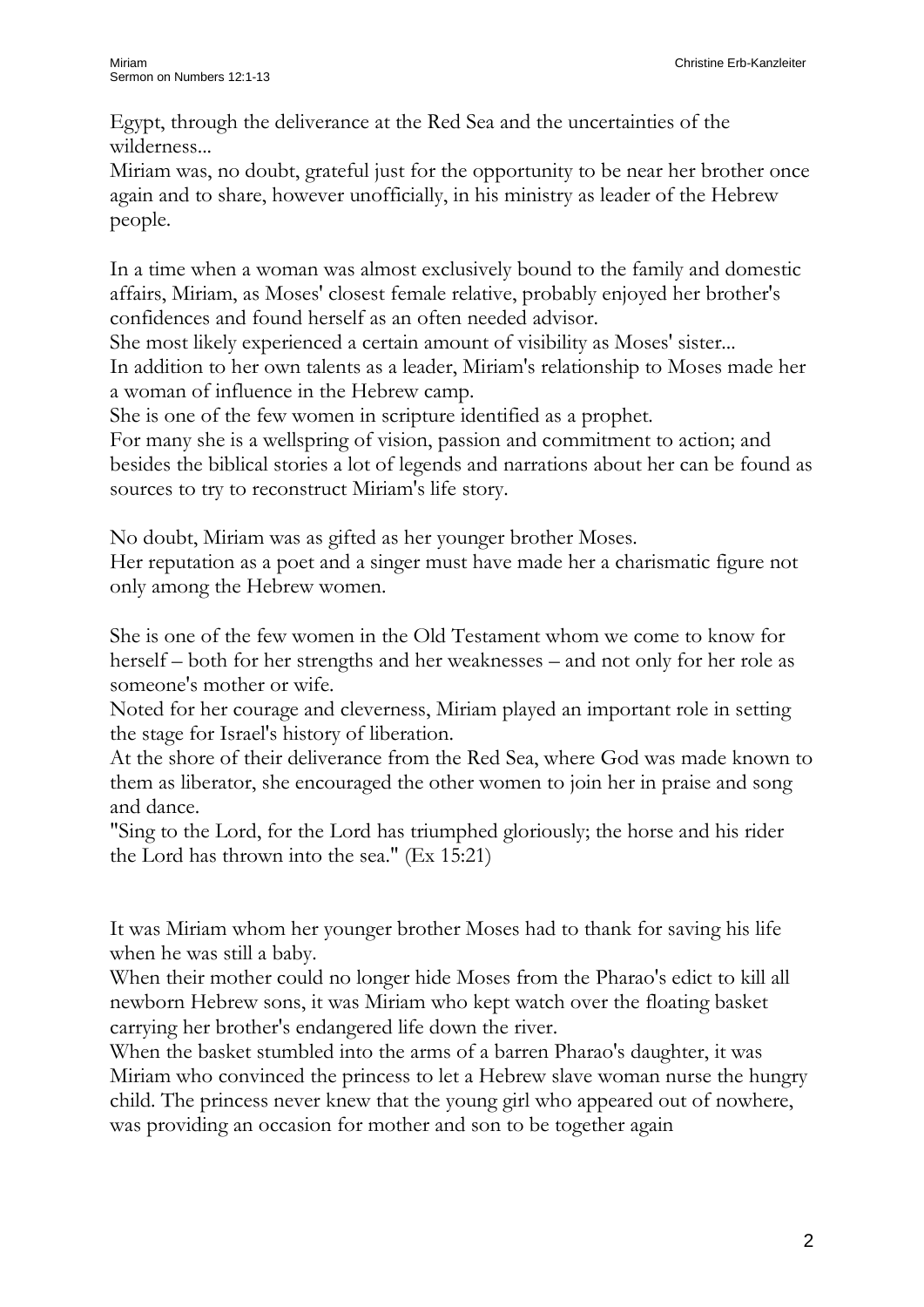Egypt, through the deliverance at the Red Sea and the uncertainties of the wilderness...
Miriam was, no doubt, grateful just for the opportunity to be near her brother once again and to share, however unofficially, in his ministry as leader of the Hebrew people.

In a time when a woman was almost exclusively bound to the family and domestic affairs, Miriam, as Moses' closest female relative, probably enjoyed her brother's confidences and found herself as an often needed advisor.
She most likely experienced a certain amount of visibility as Moses' sister...
In addition to her own talents as a leader, Miriam's relationship to Moses made her a woman of influence in the Hebrew camp.
She is one of the few women in scripture identified as a prophet.
For many she is a wellspring of vision, passion and commitment to action; and besides the biblical stories a lot of legends and narrations about her can be found as sources to try to reconstruct Miriam's life story.

No doubt, Miriam was as gifted as her younger brother Moses.
Her reputation as a poet and a singer must have made her a charismatic figure not only among the Hebrew women.

She is one of the few women in the Old Testament whom we come to know for herself – both for her strengths and her weaknesses – and not only for her role as someone's mother or wife.
Noted for her courage and cleverness, Miriam played an important role in setting the stage for Israel's history of liberation.
At the shore of their deliverance from the Red Sea, where God was made known to them as liberator, she encouraged the other women to join her in praise and song and dance.
"Sing to the Lord, for the Lord has triumphed gloriously; the horse and his rider the Lord has thrown into the sea." (Ex 15:21)

It was Miriam whom her younger brother Moses had to thank for saving his life when he was still a baby.
When their mother could no longer hide Moses from the Pharao's edict to kill all newborn Hebrew sons, it was Miriam who kept watch over the floating basket carrying her brother's endangered life down the river.
When the basket stumbled into the arms of a barren Pharao's daughter, it was Miriam who convinced the princess to let a Hebrew slave woman nurse the hungry child. The princess never knew that the young girl who appeared out of nowhere, was providing an occasion for mother and son to be together again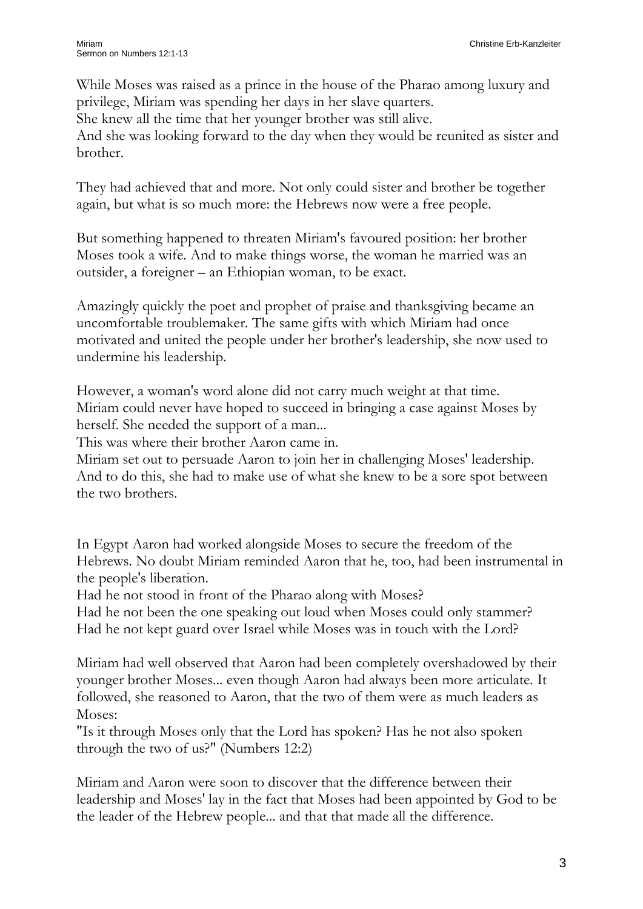While Moses was raised as a prince in the house of the Pharao among luxury and privilege, Miriam was spending her days in her slave quarters.
She knew all the time that her younger brother was still alive.
And she was looking forward to the day when they would be reunited as sister and brother.

They had achieved that and more. Not only could sister and brother be together again, but what is so much more: the Hebrews now were a free people.

But something happened to threaten Miriam's favoured position: her brother Moses took a wife. And to make things worse, the woman he married was an outsider, a foreigner – an Ethiopian woman, to be exact.

Amazingly quickly the poet and prophet of praise and thanksgiving became an uncomfortable troublemaker. The same gifts with which Miriam had once motivated and united the people under her brother's leadership, she now used to undermine his leadership.

However, a woman's word alone did not carry much weight at that time.
Miriam could never have hoped to succeed in bringing a case against Moses by herself. She needed the support of a man...
This was where their brother Aaron came in.
Miriam set out to persuade Aaron to join her in challenging Moses' leadership. And to do this, she had to make use of what she knew to be a sore spot between the two brothers.

In Egypt Aaron had worked alongside Moses to secure the freedom of the Hebrews. No doubt Miriam reminded Aaron that he, too, had been instrumental in the people's liberation.
Had he not stood in front of the Pharao along with Moses?
Had he not been the one speaking out loud when Moses could only stammer?
Had he not kept guard over Israel while Moses was in touch with the Lord?

Miriam had well observed that Aaron had been completely overshadowed by their younger brother Moses... even though Aaron had always been more articulate. It followed, she reasoned to Aaron, that the two of them were as much leaders as Moses:
"Is it through Moses only that the Lord has spoken? Has he not also spoken through the two of us?" (Numbers 12:2)

Miriam and Aaron were soon to discover that the difference between their leadership and Moses' lay in the fact that Moses had been appointed by God to be the leader of the Hebrew people... and that that made all the difference.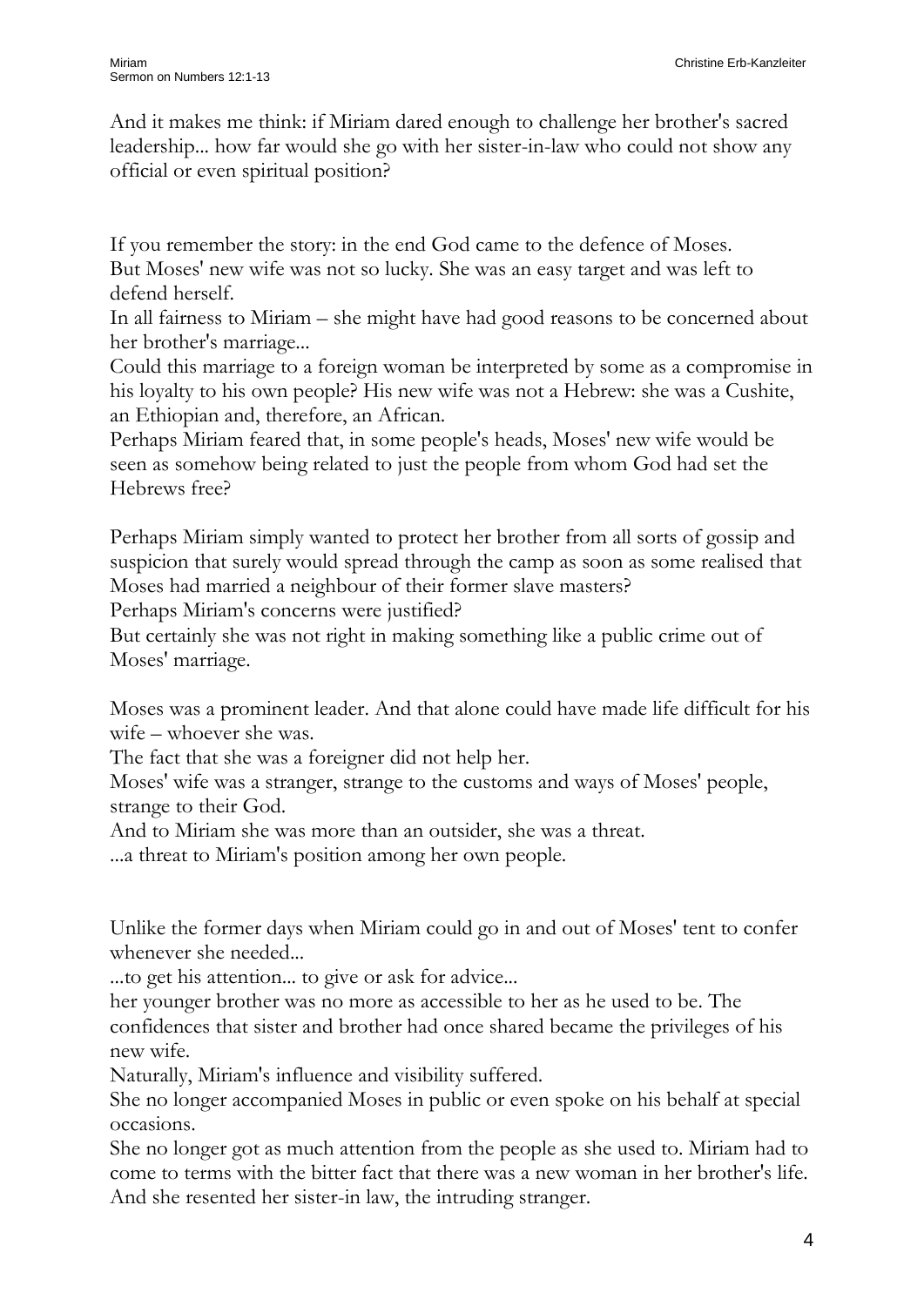And it makes me think: if Miriam dared enough to challenge her brother's sacred leadership... how far would she go with her sister-in-law who could not show any official or even spiritual position?

If you remember the story: in the end God came to the defence of Moses.
But Moses' new wife was not so lucky. She was an easy target and was left to defend herself.
In all fairness to Miriam – she might have had good reasons to be concerned about her brother's marriage...
Could this marriage to a foreign woman be interpreted by some as a compromise in his loyalty to his own people? His new wife was not a Hebrew: she was a Cushite, an Ethiopian and, therefore, an African.
Perhaps Miriam feared that, in some people's heads, Moses' new wife would be seen as somehow being related to just the people from whom God had set the Hebrews free?

Perhaps Miriam simply wanted to protect her brother from all sorts of gossip and suspicion that surely would spread through the camp as soon as some realised that Moses had married a neighbour of their former slave masters?
Perhaps Miriam's concerns were justified?
But certainly she was not right in making something like a public crime out of Moses' marriage.

Moses was a prominent leader. And that alone could have made life difficult for his wife – whoever she was.
The fact that she was a foreigner did not help her.
Moses' wife was a stranger, strange to the customs and ways of Moses' people, strange to their God.
And to Miriam she was more than an outsider, she was a threat.
...a threat to Miriam's position among her own people.

Unlike the former days when Miriam could go in and out of Moses' tent to confer whenever she needed...
...to get his attention... to give or ask for advice...
her younger brother was no more as accessible to her as he used to be. The confidences that sister and brother had once shared became the privileges of his new wife.
Naturally, Miriam's influence and visibility suffered.
She no longer accompanied Moses in public or even spoke on his behalf at special occasions.
She no longer got as much attention from the people as she used to. Miriam had to come to terms with the bitter fact that there was a new woman in her brother's life.
And she resented her sister-in law, the intruding stranger.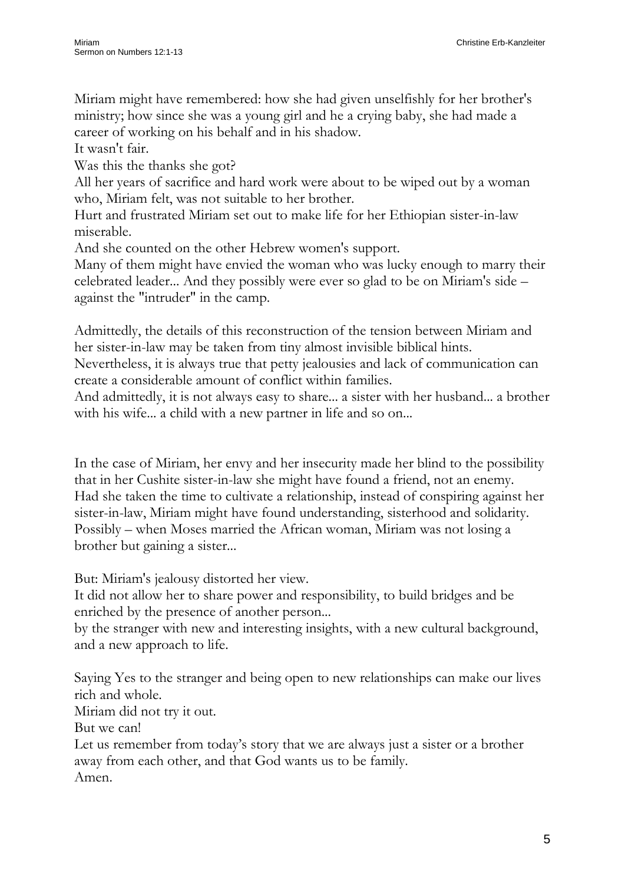Miriam might have remembered: how she had given unselfishly for her brother's ministry; how since she was a young girl and he a crying baby, she had made a career of working on his behalf and in his shadow.
It wasn't fair.
Was this the thanks she got?
All her years of sacrifice and hard work were about to be wiped out by a woman who, Miriam felt, was not suitable to her brother.
Hurt and frustrated Miriam set out to make life for her Ethiopian sister-in-law miserable.
And she counted on the other Hebrew women's support.
Many of them might have envied the woman who was lucky enough to marry their celebrated leader... And they possibly were ever so glad to be on Miriam's side – against the "intruder" in the camp.

Admittedly, the details of this reconstruction of the tension between Miriam and her sister-in-law may be taken from tiny almost invisible biblical hints.
Nevertheless, it is always true that petty jealousies and lack of communication can create a considerable amount of conflict within families.
And admittedly, it is not always easy to share... a sister with her husband... a brother with his wife... a child with a new partner in life and so on...

In the case of Miriam, her envy and her insecurity made her blind to the possibility that in her Cushite sister-in-law she might have found a friend, not an enemy.
Had she taken the time to cultivate a relationship, instead of conspiring against her sister-in-law, Miriam might have found understanding, sisterhood and solidarity.
Possibly – when Moses married the African woman, Miriam was not losing a brother but gaining a sister...

But: Miriam's jealousy distorted her view.
It did not allow her to share power and responsibility, to build bridges and be enriched by the presence of another person...
by the stranger with new and interesting insights, with a new cultural background, and a new approach to life.

Saying Yes to the stranger and being open to new relationships can make our lives rich and whole.
Miriam did not try it out.
But we can!
Let us remember from today's story that we are always just a sister or a brother away from each other, and that God wants us to be family.
Amen.